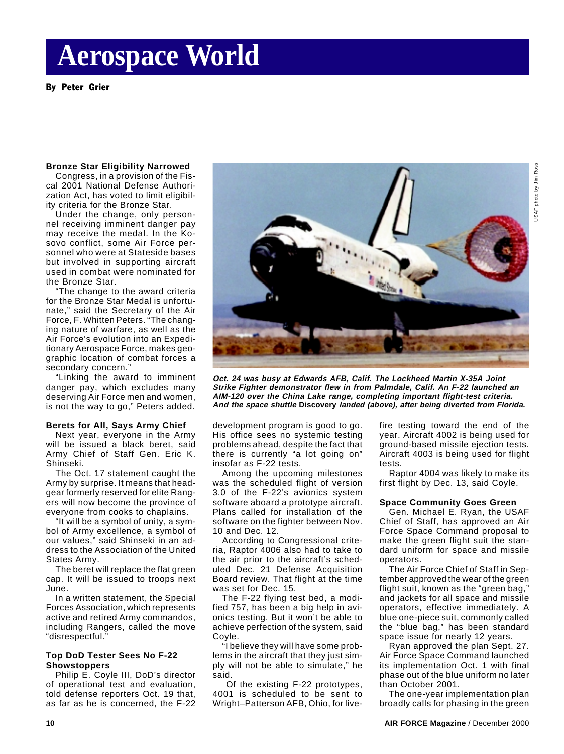# Aerospace World

**By Peter Grier**

### Bronze Star Eligibility Narrowed

Congress, in a provision of the Fiscal 2001 National Defense Authorization Act, has voted to limit eligibility criteria for the Bronze Star.

Under the change, only personnel receiving imminent danger pay may receive the medal. In the Kosovo conflict, some Air Force personnel who were at Stateside bases but involved in supporting aircraft used in combat were nominated for the Bronze Star.

"The change to the award criteria for the Bronze Star Medal is unfortunate," said the Secretary of the Air Force, F. Whitten Peters. "The changing nature of warfare, as well as the Air Force's evolution into an Expeditionary Aerospace Force, makes geographic location of combat forces a secondary concern."

"Linking the award to imminent danger pay, which excludes many deserving Air Force men and women, is not the way to go," Peters added.

*Oct. 24 was busy at Edwards AFB, Calif. The Lockheed Martin X-35A Joint Strike Fighter demonstrator flew in from Palmdale, Calif. An F-22 launched an AIM-120 over the China Lake range, completing important flight-test criteria. And the space shuttle* **Discovery** *landed (above), after being diverted from Florida.*

USAF photo by Jim Ross

### Berets for All, Says Army Chief

Next year, everyone in the Army will be issued a black beret, said Army Chief of Staff Gen. Eric K. Shinseki.

The Oct. 17 statement caught the Army by surprise. It means that headgear formerly reserved for elite Rangers will now become the province of everyone from cooks to chaplains.

"It will be a symbol of unity, a symbol of Army excellence, a symbol of our values," said Shinseki in an address to the Association of the United States Army.

The beret will replace the flat green cap. It will be issued to troops next June.

In a written statement, the Special Forces Association, which represents active and retired Army commandos, including Rangers, called the move "disrespectful."

### Top DoD Tester Sees No F-22 Showstoppers

Philip E. Coyle III, DoD's director of operational test and evaluation, told defense reporters Oct. 19 that, as far as he is concerned, the F-22 development program is good to go. His office sees no systemic testing problems ahead, despite the fact that there is currently "a lot going on" insofar as F-22 tests.

Among the upcoming milestones was the scheduled flight of version 3.0 of the F-22's avionics system software aboard a prototype aircraft. Plans called for installation of the software on the fighter between Nov. 10 and Dec. 12.

According to Congressional criteria, Raptor 4006 also had to take to the air prior to the aircraft's scheduled Dec. 21 Defense Acquisition Board review. That flight at the time was set for Dec. 15.

The F-22 flying test bed, a modified 757, has been a big help in avionics testing. But it won't be able to achieve perfection of the system, said Coyle.

"I believe they will have some problems in the aircraft that they just simply will not be able to simulate," he said.

Of the existing F-22 prototypes, 4001 is scheduled to be sent to Wright–Patterson AFB, Ohio, for live-fire testing toward the end of the year. Aircraft 4002 is being used for ground-based missile ejection tests. Aircraft 4003 is being used for flight tests.

Raptor 4004 was likely to make its first flight by Dec. 13, said Coyle.

### Space Community Goes Green

Gen. Michael E. Ryan, the USAF Chief of Staff, has approved an Air Force Space Command proposal to make the green flight suit the standard uniform for space and missile operators.

The Air Force Chief of Staff in September approved the wear of the green flight suit, known as the "green bag," and jackets for all space and missile operators, effective immediately. A blue one-piece suit, commonly called the "blue bag," has been standard space issue for nearly 12 years.

Ryan approved the plan Sept. 27. Air Force Space Command launched its implementation Oct. 1 with final phase out of the blue uniform no later than October 2001.

The one-year implementation plan broadly calls for phasing in the green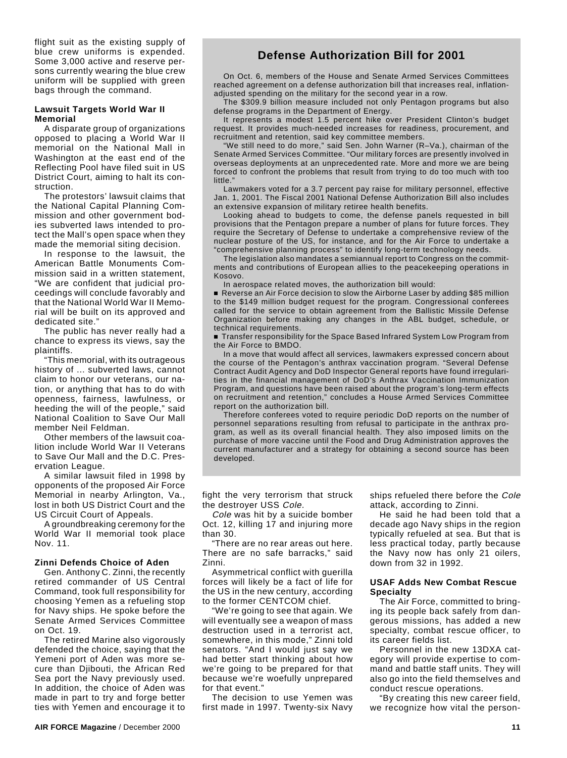flight suit as the existing supply of blue crew uniforms is expended. Some 3,000 active and reserve persons currently wearing the blue crew uniform will be supplied with green bags through the command.

### Lawsuit Targets World War II Memorial

A disparate group of organizations opposed to placing a World War II memorial on the National Mall in Washington at the east end of the Reflecting Pool have filed suit in US District Court, aiming to halt its construction.

The protestors' lawsuit claims that the National Capital Planning Commission and other government bodies subverted laws intended to protect the Mall's open space when they made the memorial siting decision.

In response to the lawsuit, the American Battle Monuments Commission said in a written statement, "We are confident that judicial proceedings will conclude favorably and that the National World War II Memorial will be built on its approved and dedicated site."

The public has never really had a chance to express its views, say the plaintiffs.

"This memorial, with its outrageous history of ... subverted laws, cannot claim to honor our veterans, our nation, or anything that has to do with openness, fairness, lawfulness, or heeding the will of the people," said National Coalition to Save Our Mall member Neil Feldman.

Other members of the lawsuit coalition include World War II Veterans to Save Our Mall and the D.C. Preservation League.

A similar lawsuit filed in 1998 by opponents of the proposed Air Force Memorial in nearby Arlington, Va., lost in both US District Court and the US Circuit Court of Appeals.

A groundbreaking ceremony for the World War II memorial took place Nov. 11.

## Defense Authorization Bill for 2001

On Oct. 6, members of the House and Senate Armed Services Committees reached agreement on a defense authorization bill that increases real, inflation-adjusted spending on the military for the second year in a row.

The $309.9 billion measure included not only Pentagon programs but also defense programs in the Department of Energy.

It represents a modest 1.5 percent hike over President Clinton's budget request. It provides much-needed increases for readiness, procurement, and recruitment and retention, said key committee members.

"We still need to do more," said Sen. John Warner (R–Va.), chairman of the Senate Armed Services Committee. "Our military forces are presently involved in overseas deployments at an unprecedented rate. More and more we are being forced to confront the problems that result from trying to do too much with too little."

Lawmakers voted for a 3.7 percent pay raise for military personnel, effective Jan. 1, 2001. The Fiscal 2001 National Defense Authorization Bill also includes an extensive expansion of military retiree health benefits.

Looking ahead to budgets to come, the defense panels requested in bill provisions that the Pentagon prepare a number of plans for future forces. They require the Secretary of Defense to undertake a comprehensive review of the nuclear posture of the US, for instance, and for the Air Force to undertake a "comprehensive planning process" to identify long-term technology needs.

The legislation also mandates a semiannual report to Congress on the commitments and contributions of European allies to the peacekeeping operations in Kosovo.

In aerospace related moves, the authorization bill would:

- Reverse an Air Force decision to slow the Airborne Laser by adding $85 million to the $149 million budget request for the program. Congressional conferees called for the service to obtain agreement from the Ballistic Missile Defense Organization before making any changes in the ABL budget, schedule, or technical requirements.
- Transfer responsibility for the Space Based Infrared System Low Program from the Air Force to BMDO.

In a move that would affect all services, lawmakers expressed concern about the course of the Pentagon's anthrax vaccination program. "Several Defense Contract Audit Agency and DoD Inspector General reports have found irregularities in the financial management of DoD's Anthrax Vaccination Immunization Program, and questions have been raised about the program's long-term effects on recruitment and retention," concludes a House Armed Services Committee report on the authorization bill.

Therefore conferees voted to require periodic DoD reports on the number of personnel separations resulting from refusal to participate in the anthrax program, as well as its overall financial health. They also imposed limits on the purchase of more vaccine until the Food and Drug Administration approves the current manufacturer and a strategy for obtaining a second source has been developed.

### Zinni Defends Choice of Aden

Gen. Anthony C. Zinni, the recently retired commander of US Central Command, took full responsibility for choosing Yemen as a refueling stop for Navy ships. He spoke before the Senate Armed Services Committee on Oct. 19.

The retired Marine also vigorously defended the choice, saying that the Yemeni port of Aden was more secure than Djibouti, the African Red Sea port the Navy previously used. In addition, the choice of Aden was made in part to try and forge better ties with Yemen and encourage it to fight the very terrorism that struck the destroyer USS *Cole*.

*Cole* was hit by a suicide bomber Oct. 12, killing 17 and injuring more than 30.

"There are no rear areas out here. There are no safe barracks," said Zinni.

Asymmetrical conflict with guerilla forces will likely be a fact of life for the US in the new century, according to the former CENTCOM chief.

"We're going to see that again. We will eventually see a weapon of mass destruction used in a terrorist act, somewhere, in this mode," Zinni told senators. "And I would just say we had better start thinking about how we're going to be prepared for that because we're woefully unprepared for that event."

The decision to use Yemen was first made in 1997. Twenty-six Navy ships refueled there before the *Cole* attack, according to Zinni.

He said he had been told that a decade ago Navy ships in the region typically refueled at sea. But that is less practical today, partly because the Navy now has only 21 oilers, down from 32 in 1992.

### USAF Adds New Combat Rescue Specialty

The Air Force, committed to bringing its people back safely from dangerous missions, has added a new specialty, combat rescue officer, to its career fields list.

Personnel in the new 13DXA category will provide expertise to command and battle staff units. They will also go into the field themselves and conduct rescue operations.

"By creating this new career field, we recognize how vital the person-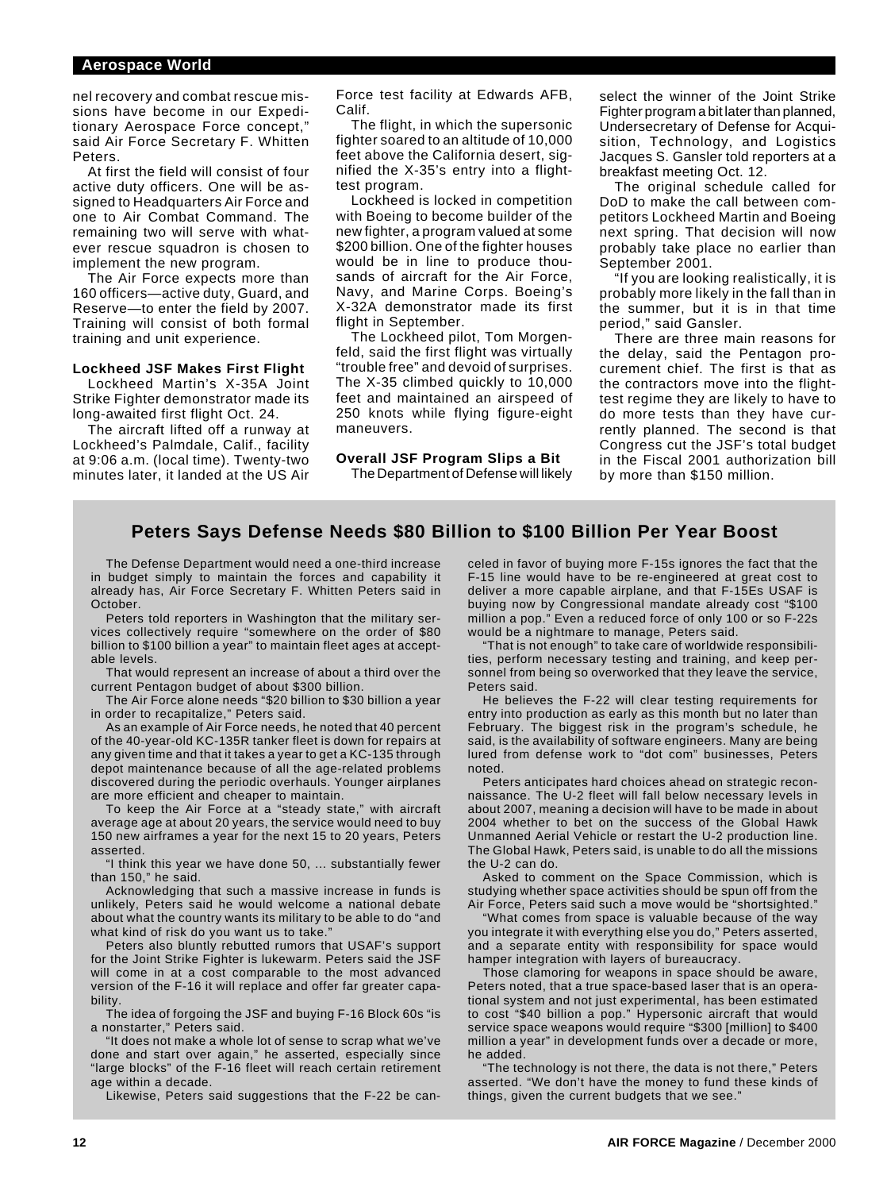nel recovery and combat rescue missions have become in our Expeditionary Aerospace Force concept," said Air Force Secretary F. Whitten Peters.

At first the field will consist of four active duty officers. One will be assigned to Headquarters Air Force and one to Air Combat Command. The remaining two will serve with whatever rescue squadron is chosen to implement the new program.

The Air Force expects more than 160 officers—active duty, Guard, and Reserve—to enter the field by 2007. Training will consist of both formal training and unit experience.

### Lockheed JSF Makes First Flight

Lockheed Martin's X-35A Joint Strike Fighter demonstrator made its long-awaited first flight Oct. 24.

The aircraft lifted off a runway at Lockheed's Palmdale, Calif., facility at 9:06 a.m. (local time). Twenty-two minutes later, it landed at the US Air Force test facility at Edwards AFB, Calif.

The flight, in which the supersonic fighter soared to an altitude of 10,000 feet above the California desert, signified the X-35's entry into a flight-test program.

Lockheed is locked in competition with Boeing to become builder of the new fighter, a program valued at some $200 billion. One of the fighter houses would be in line to produce thousands of aircraft for the Air Force, Navy, and Marine Corps. Boeing's X-32A demonstrator made its first flight in September.

The Lockheed pilot, Tom Morgenfeld, said the first flight was virtually "trouble free" and devoid of surprises. The X-35 climbed quickly to 10,000 feet and maintained an airspeed of 250 knots while flying figure-eight maneuvers.

### Overall JSF Program Slips a Bit

The Department of Defense will likely select the winner of the Joint Strike Fighter program a bit later than planned, Undersecretary of Defense for Acquisition, Technology, and Logistics Jacques S. Gansler told reporters at a breakfast meeting Oct. 12.

The original schedule called for DoD to make the call between competitors Lockheed Martin and Boeing next spring. That decision will now probably take place no earlier than September 2001.

"If you are looking realistically, it is probably more likely in the fall than in the summer, but it is in that time period," said Gansler.

There are three main reasons for the delay, said the Pentagon procurement chief. The first is that as the contractors move into the flight-test regime they are likely to have to do more tests than they have currently planned. The second is that Congress cut the JSF's total budget in the Fiscal 2001 authorization bill by more than $150 million.

## Peters Says Defense Needs $80 Billion to $100 Billion Per Year Boost

The Defense Department would need a one-third increase in budget simply to maintain the forces and capability it already has, Air Force Secretary F. Whitten Peters said in October.

Peters told reporters in Washington that the military services collectively require "somewhere on the order of $80 billion to $100 billion a year" to maintain fleet ages at acceptable levels.

That would represent an increase of about a third over the current Pentagon budget of about $300 billion.

The Air Force alone needs "$20 billion to $30 billion a year in order to recapitalize," Peters said.

As an example of Air Force needs, he noted that 40 percent of the 40-year-old KC-135R tanker fleet is down for repairs at any given time and that it takes a year to get a KC-135 through depot maintenance because of all the age-related problems discovered during the periodic overhauls. Younger airplanes are more efficient and cheaper to maintain.

To keep the Air Force at a "steady state," with aircraft average age at about 20 years, the service would need to buy 150 new airframes a year for the next 15 to 20 years, Peters asserted.

"I think this year we have done 50, ... substantially fewer than 150," he said.

Acknowledging that such a massive increase in funds is unlikely, Peters said he would welcome a national debate about what the country wants its military to be able to do "and what kind of risk do you want us to take."

Peters also bluntly rebutted rumors that USAF's support for the Joint Strike Fighter is lukewarm. Peters said the JSF will come in at a cost comparable to the most advanced version of the F-16 it will replace and offer far greater capability.

The idea of forgoing the JSF and buying F-16 Block 60s "is a nonstarter," Peters said.

"It does not make a whole lot of sense to scrap what we've done and start over again," he asserted, especially since "large blocks" of the F-16 fleet will reach certain retirement age within a decade.

Likewise, Peters said suggestions that the F-22 be canceled in favor of buying more F-15s ignores the fact that the F-15 line would have to be re-engineered at great cost to deliver a more capable airplane, and that F-15Es USAF is buying now by Congressional mandate already cost "$100 million a pop." Even a reduced force of only 100 or so F-22s would be a nightmare to manage, Peters said.

"That is not enough" to take care of worldwide responsibilities, perform necessary testing and training, and keep personnel from being so overworked that they leave the service, Peters said.

He believes the F-22 will clear testing requirements for entry into production as early as this month but no later than February. The biggest risk in the program's schedule, he said, is the availability of software engineers. Many are being lured from defense work to "dot com" businesses, Peters noted.

Peters anticipates hard choices ahead on strategic reconnaissance. The U-2 fleet will fall below necessary levels in about 2007, meaning a decision will have to be made in about 2004 whether to bet on the success of the Global Hawk Unmanned Aerial Vehicle or restart the U-2 production line. The Global Hawk, Peters said, is unable to do all the missions the U-2 can do.

Asked to comment on the Space Commission, which is studying whether space activities should be spun off from the Air Force, Peters said such a move would be "shortsighted."

"What comes from space is valuable because of the way you integrate it with everything else you do," Peters asserted, and a separate entity with responsibility for space would hamper integration with layers of bureaucracy.

Those clamoring for weapons in space should be aware, Peters noted, that a true space-based laser that is an operational system and not just experimental, has been estimated to cost "$40 billion a pop." Hypersonic aircraft that would service space weapons would require "$300 [million] to $400 million a year" in development funds over a decade or more, he added.

"The technology is not there, the data is not there," Peters asserted. "We don't have the money to fund these kinds of things, given the current budgets that we see."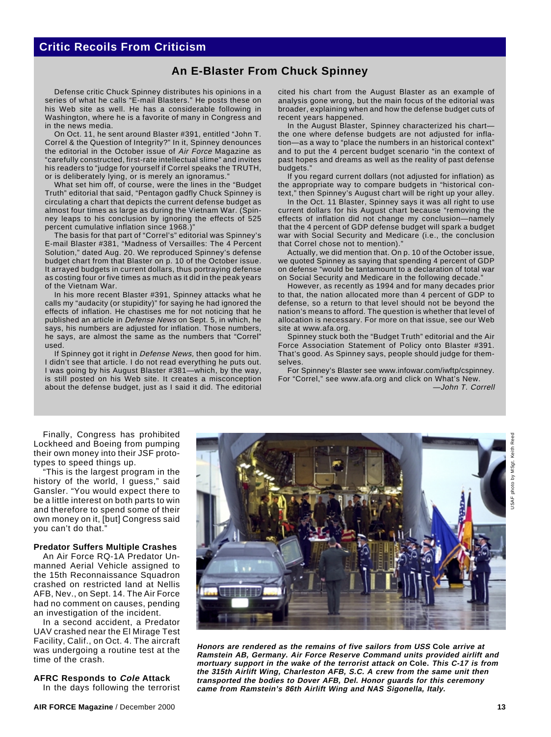## Critic Recoils From Criticism

### An E-Blaster From Chuck Spinney

Defense critic Chuck Spinney distributes his opinions in a series of what he calls "E-mail Blasters." He posts these on his Web site as well. He has a considerable following in Washington, where he is a favorite of many in Congress and in the news media.

On Oct. 11, he sent around Blaster #391, entitled "John T. Correl & the Question of Integrity?" In it, Spinney denounces the editorial in the October issue of *Air Force* Magazine as "carefully constructed, first-rate intellectual slime" and invites his readers to "judge for yourself if Correl speaks the TRUTH, or is deliberately lying, or is merely an ignoramus."

What set him off, of course, were the lines in the "Budget Truth" editorial that said, "Pentagon gadfly Chuck Spinney is circulating a chart that depicts the current defense budget as almost four times as large as during the Vietnam War. (Spinney leaps to his conclusion by ignoring the effects of 525 percent cumulative inflation since 1968.)"

The basis for that part of "Correl's" editorial was Spinney's E-mail Blaster #381, "Madness of Versailles: The 4 Percent Solution," dated Aug. 20. We reproduced Spinney's defense budget chart from that Blaster on p. 10 of the October issue. It arrayed budgets in current dollars, thus portraying defense as costing four or five times as much as it did in the peak years of the Vietnam War.

In his more recent Blaster #391, Spinney attacks what he calls my "audacity (or stupidity)" for saying he had ignored the effects of inflation. He chastises me for not noticing that he published an article in *Defense News* on Sept. 5, in which, he says, his numbers are adjusted for inflation. Those numbers, he says, are almost the same as the numbers that "Correl" used.

If Spinney got it right in *Defense News,* then good for him. I didn't see that article. I do not read everything he puts out. I was going by his August Blaster #381—which, by the way, is still posted on his Web site. It creates a misconception about the defense budget, just as I said it did. The editorial cited his chart from the August Blaster as an example of analysis gone wrong, but the main focus of the editorial was broader, explaining when and how the defense budget cuts of recent years happened.

In the August Blaster, Spinney characterized his chart—the one where defense budgets are not adjusted for inflation—as a way to "place the numbers in an historical context" and to put the 4 percent budget scenario "in the context of past hopes and dreams as well as the reality of past defense budgets."

If you regard current dollars (not adjusted for inflation) as the appropriate way to compare budgets in "historical context," then Spinney's August chart will be right up your alley.

In the Oct. 11 Blaster, Spinney says it was all right to use current dollars for his August chart because "removing the effects of inflation did not change my conclusion—namely that the 4 percent of GDP defense budget will spark a budget war with Social Security and Medicare (i.e., the conclusion that Correl chose not to mention)."

Actually, we did mention that. On p. 10 of the October issue, we quoted Spinney as saying that spending 4 percent of GDP on defense "would be tantamount to a declaration of total war on Social Security and Medicare in the following decade."

However, as recently as 1994 and for many decades prior to that, the nation allocated more than 4 percent of GDP to defense, so a return to that level should not be beyond the nation's means to afford. The question is whether that level of allocation is necessary. For more on that issue, see our Web site at www.afa.org.

Spinney stuck both the "Budget Truth" editorial and the Air Force Association Statement of Policy onto Blaster #391. That's good. As Spinney says, people should judge for themselves.

For Spinney's Blaster see www.infowar.com/iwftp/cspinney. For "Correl," see www.afa.org and click on What's New.

—*John T. Correll*

Finally, Congress has prohibited Lockheed and Boeing from pumping their own money into their JSF prototypes to speed things up.

"This is the largest program in the history of the world, I guess," said Gansler. "You would expect there to be a little interest on both parts to win and therefore to spend some of their own money on it, [but] Congress said you can't do that."

### Predator Suffers Multiple Crashes

An Air Force RQ-1A Predator Unmanned Aerial Vehicle assigned to the 15th Reconnaissance Squadron crashed on restricted land at Nellis AFB, Nev., on Sept. 14. The Air Force had no comment on causes, pending an investigation of the incident.

In a second accident, a Predator UAV crashed near the El Mirage Test Facility, Calif., on Oct. 4. The aircraft was undergoing a routine test at the time of the crash.

### AFRC Responds to *Cole* Attack

In the days following the terrorist

USAF photo by MSgt. Keith Reed

***Honors are rendered as the remains of five sailors from USS* Cole *arrive at Ramstein AB, Germany. Air Force Reserve Command units provided airlift and mortuary support in the wake of the terrorist attack on* Cole*. This C-17 is from the 315th Airlift Wing, Charleston AFB, S.C. A crew from the same unit then transported the bodies to Dover AFB, Del. Honor guards for this ceremony came from Ramstein's 86th Airlift Wing and NAS Sigonella, Italy.***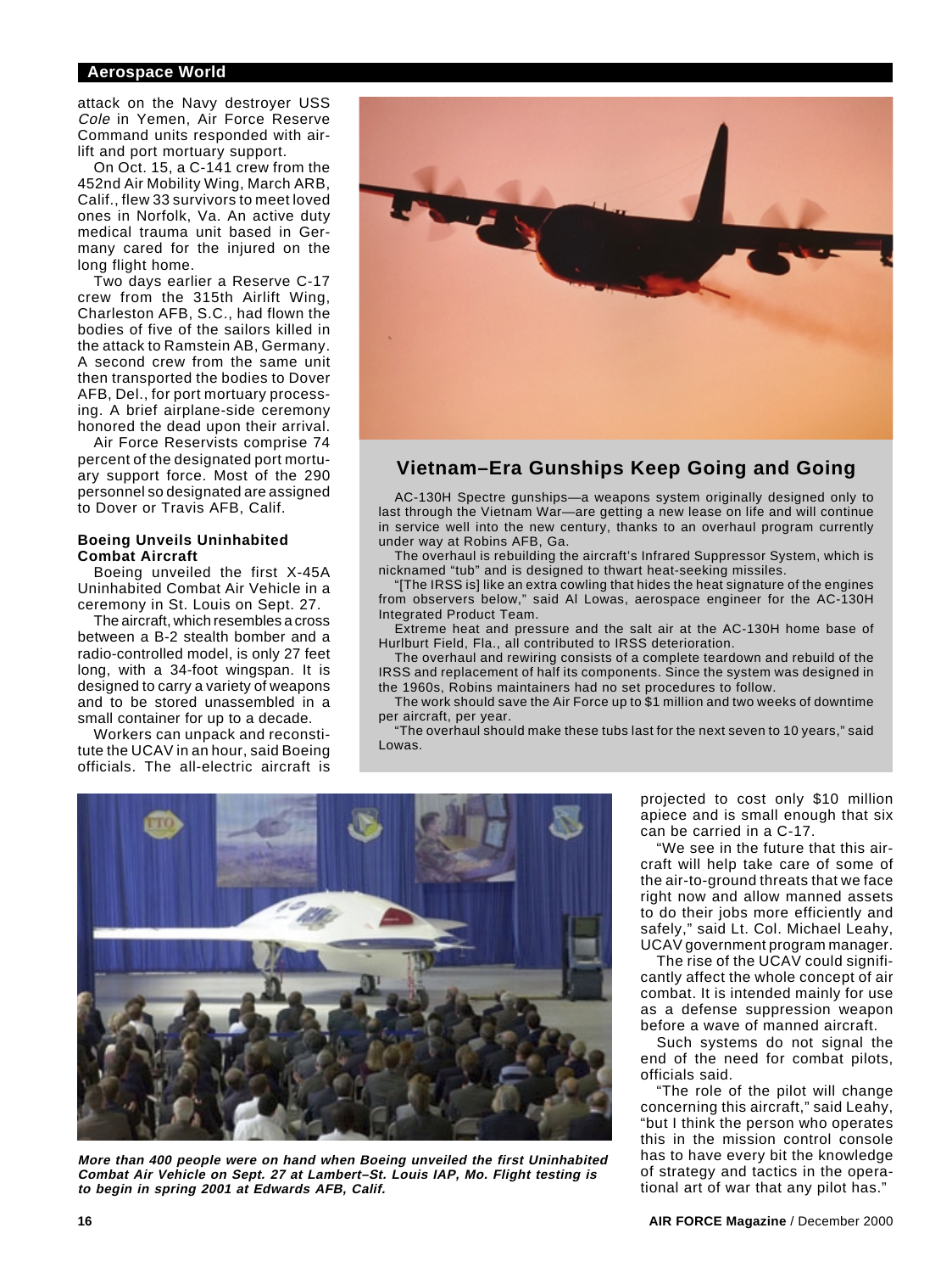attack on the Navy destroyer USS *Cole* in Yemen, Air Force Reserve Command units responded with airlift and port mortuary support.

On Oct. 15, a C-141 crew from the 452nd Air Mobility Wing, March ARB, Calif., flew 33 survivors to meet loved ones in Norfolk, Va. An active duty medical trauma unit based in Germany cared for the injured on the long flight home.

Two days earlier a Reserve C-17 crew from the 315th Airlift Wing, Charleston AFB, S.C., had flown the bodies of five of the sailors killed in the attack to Ramstein AB, Germany. A second crew from the same unit then transported the bodies to Dover AFB, Del., for port mortuary processing. A brief airplane-side ceremony honored the dead upon their arrival.

Air Force Reservists comprise 74 percent of the designated port mortuary support force. Most of the 290 personnel so designated are assigned to Dover or Travis AFB, Calif.

## Vietnam–Era Gunships Keep Going and Going

AC-130H Spectre gunships—a weapons system originally designed only to last through the Vietnam War—are getting a new lease on life and will continue in service well into the new century, thanks to an overhaul program currently under way at Robins AFB, Ga.

The overhaul is rebuilding the aircraft's Infrared Suppressor System, which is nicknamed "tub" and is designed to thwart heat-seeking missiles.

"[The IRSS is] like an extra cowling that hides the heat signature of the engines from observers below," said Al Lowas, aerospace engineer for the AC-130H Integrated Product Team.

Extreme heat and pressure and the salt air at the AC-130H home base of Hurlburt Field, Fla., all contributed to IRSS deterioration.

The overhaul and rewiring consists of a complete teardown and rebuild of the IRSS and replacement of half its components. Since the system was designed in the 1960s, Robins maintainers had no set procedures to follow.

The work should save the Air Force up to $1 million and two weeks of downtime per aircraft, per year.

"The overhaul should make these tubs last for the next seven to 10 years," said Lowas.

### Boeing Unveils Uninhabited Combat Aircraft

Boeing unveiled the first X-45A Uninhabited Combat Air Vehicle in a ceremony in St. Louis on Sept. 27.

The aircraft, which resembles a cross between a B-2 stealth bomber and a radio-controlled model, is only 27 feet long, with a 34-foot wingspan. It is designed to carry a variety of weapons and to be stored unassembled in a small container for up to a decade.

Workers can unpack and reconstitute the UCAV in an hour, said Boeing officials. The all-electric aircraft is projected to cost only $10 million apiece and is small enough that six can be carried in a C-17.

"We see in the future that this aircraft will help take care of some of the air-to-ground threats that we face right now and allow manned assets to do their jobs more efficiently and safely," said Lt. Col. Michael Leahy, UCAV government program manager.

The rise of the UCAV could significantly affect the whole concept of air combat. It is intended mainly for use as a defense suppression weapon before a wave of manned aircraft.

Such systems do not signal the end of the need for combat pilots, officials said.

"The role of the pilot will change concerning this aircraft," said Leahy, "but I think the person who operates this in the mission control console has to have every bit the knowledge of strategy and tactics in the operational art of war that any pilot has."

***More than 400 people were on hand when Boeing unveiled the first Uninhabited Combat Air Vehicle on Sept. 27 at Lambert–St. Louis IAP, Mo. Flight testing is to begin in spring 2001 at Edwards AFB, Calif.***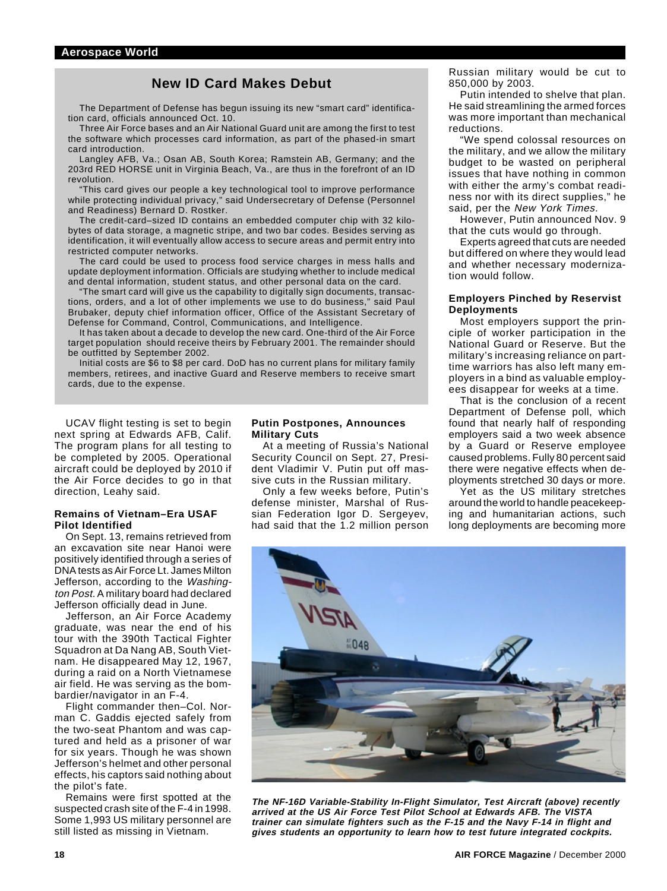## New ID Card Makes Debut

The Department of Defense has begun issuing its new "smart card" identification card, officials announced Oct. 10.

Three Air Force bases and an Air National Guard unit are among the first to test the software which processes card information, as part of the phased-in smart card introduction.

Langley AFB, Va.; Osan AB, South Korea; Ramstein AB, Germany; and the 203rd RED HORSE unit in Virginia Beach, Va., are thus in the forefront of an ID revolution.

"This card gives our people a key technological tool to improve performance while protecting individual privacy," said Undersecretary of Defense (Personnel and Readiness) Bernard D. Rostker.

The credit-card–sized ID contains an embedded computer chip with 32 kilobytes of data storage, a magnetic stripe, and two bar codes. Besides serving as identification, it will eventually allow access to secure areas and permit entry into restricted computer networks.

The card could be used to process food service charges in mess halls and update deployment information. Officials are studying whether to include medical and dental information, student status, and other personal data on the card.

"The smart card will give us the capability to digitally sign documents, transactions, orders, and a lot of other implements we use to do business," said Paul Brubaker, deputy chief information officer, Office of the Assistant Secretary of Defense for Command, Control, Communications, and Intelligence.

It has taken about a decade to develop the new card. One-third of the Air Force target population should receive theirs by February 2001. The remainder should be outfitted by September 2002.

Initial costs are $6 to $8 per card. DoD has no current plans for military family members, retirees, and inactive Guard and Reserve members to receive smart cards, due to the expense.

UCAV flight testing is set to begin next spring at Edwards AFB, Calif. The program plans for all testing to be completed by 2005. Operational aircraft could be deployed by 2010 if the Air Force decides to go in that direction, Leahy said.

### Remains of Vietnam–Era USAF Pilot Identified

On Sept. 13, remains retrieved from an excavation site near Hanoi were positively identified through a series of DNA tests as Air Force Lt. James Milton Jefferson, according to the *Washington Post.* A military board had declared Jefferson officially dead in June.

Jefferson, an Air Force Academy graduate, was near the end of his tour with the 390th Tactical Fighter Squadron at Da Nang AB, South Vietnam. He disappeared May 12, 1967, during a raid on a North Vietnamese air field. He was serving as the bombardier/navigator in an F-4.

Flight commander then–Col. Norman C. Gaddis ejected safely from the two-seat Phantom and was captured and held as a prisoner of war for six years. Though he was shown Jefferson's helmet and other personal effects, his captors said nothing about the pilot's fate.

Remains were first spotted at the suspected crash site of the F-4 in 1998. Some 1,993 US military personnel are still listed as missing in Vietnam.

### Putin Postpones, Announces Military Cuts

At a meeting of Russia's National Security Council on Sept. 27, President Vladimir V. Putin put off massive cuts in the Russian military.

Only a few weeks before, Putin's defense minister, Marshal of Russian Federation Igor D. Sergeyev, had said that the 1.2 million person Russian military would be cut to 850,000 by 2003.

Putin intended to shelve that plan. He said streamlining the armed forces was more important than mechanical reductions.

"We spend colossal resources on the military, and we allow the military budget to be wasted on peripheral issues that have nothing in common with either the army's combat readiness nor with its direct supplies," he said, per the *New York Times.*

However, Putin announced Nov. 9 that the cuts would go through.

Experts agreed that cuts are needed but differed on where they would lead and whether necessary modernization would follow.

### Employers Pinched by Reservist Deployments

Most employers support the principle of worker participation in the National Guard or Reserve. But the military's increasing reliance on part-time warriors has also left many employers in a bind as valuable employees disappear for weeks at a time.

That is the conclusion of a recent Department of Defense poll, which found that nearly half of responding employers said a two week absence by a Guard or Reserve employee caused problems. Fully 80 percent said there were negative effects when deployments stretched 30 days or more.

Yet as the US military stretches around the world to handle peacekeeping and humanitarian actions, such long deployments are becoming more

***The NF-16D Variable-Stability In-Flight Simulator, Test Aircraft (above) recently arrived at the US Air Force Test Pilot School at Edwards AFB. The VISTA trainer can simulate fighters such as the F-15 and the Navy F-14 in flight and gives students an opportunity to learn how to test future integrated cockpits.***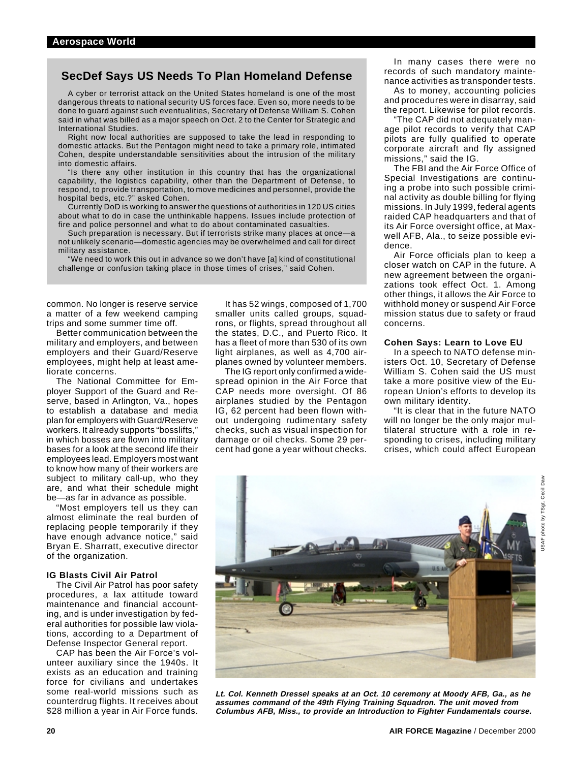## SecDef Says US Needs To Plan Homeland Defense

A cyber or terrorist attack on the United States homeland is one of the most dangerous threats to national security US forces face. Even so, more needs to be done to guard against such eventualities, Secretary of Defense William S. Cohen said in what was billed as a major speech on Oct. 2 to the Center for Strategic and International Studies.

Right now local authorities are supposed to take the lead in responding to domestic attacks. But the Pentagon might need to take a primary role, intimated Cohen, despite understandable sensitivities about the intrusion of the military into domestic affairs.

"Is there any other institution in this country that has the organizational capability, the logistics capability, other than the Department of Defense, to respond, to provide transportation, to move medicines and personnel, provide the hospital beds, etc.?" asked Cohen.

Currently DoD is working to answer the questions of authorities in 120 US cities about what to do in case the unthinkable happens. Issues include protection of fire and police personnel and what to do about contaminated casualties.

Such preparation is necessary. But if terrorists strike many places at once—a not unlikely scenario—domestic agencies may be overwhelmed and call for direct military assistance.

"We need to work this out in advance so we don't have [a] kind of constitutional challenge or confusion taking place in those times of crises," said Cohen.

common. No longer is reserve service a matter of a few weekend camping trips and some summer time off.

Better communication between the military and employers, and between employers and their Guard/Reserve employees, might help at least ameliorate concerns.

The National Committee for Employer Support of the Guard and Reserve, based in Arlington, Va., hopes to establish a database and media plan for employers with Guard/Reserve workers. It already supports "bosslifts," in which bosses are flown into military bases for a look at the second life their employees lead. Employers most want to know how many of their workers are subject to military call-up, who they are, and what their schedule might be—as far in advance as possible.

"Most employers tell us they can almost eliminate the real burden of replacing people temporarily if they have enough advance notice," said Bryan E. Sharratt, executive director of the organization.

### IG Blasts Civil Air Patrol

The Civil Air Patrol has poor safety procedures, a lax attitude toward maintenance and financial accounting, and is under investigation by federal authorities for possible law violations, according to a Department of Defense Inspector General report.

CAP has been the Air Force's volunteer auxiliary since the 1940s. It exists as an education and training force for civilians and undertakes some real-world missions such as counterdrug flights. It receives about $28 million a year in Air Force funds.

It has 52 wings, composed of 1,700 smaller units called groups, squadrons, or flights, spread throughout all the states, D.C., and Puerto Rico. It has a fleet of more than 530 of its own light airplanes, as well as 4,700 airplanes owned by volunteer members.

The IG report only confirmed a widespread opinion in the Air Force that CAP needs more oversight. Of 86 airplanes studied by the Pentagon IG, 62 percent had been flown without undergoing rudimentary safety checks, such as visual inspection for damage or oil checks. Some 29 percent had gone a year without checks.

In many cases there were no records of such mandatory maintenance activities as transponder tests.

As to money, accounting policies and procedures were in disarray, said the report. Likewise for pilot records.

"The CAP did not adequately manage pilot records to verify that CAP pilots are fully qualified to operate corporate aircraft and fly assigned missions," said the IG.

The FBI and the Air Force Office of Special Investigations are continuing a probe into such possible criminal activity as double billing for flying missions. In July 1999, federal agents raided CAP headquarters and that of its Air Force oversight office, at Maxwell AFB, Ala., to seize possible evidence.

Air Force officials plan to keep a closer watch on CAP in the future. A new agreement between the organizations took effect Oct. 1. Among other things, it allows the Air Force to withhold money or suspend Air Force mission status due to safety or fraud concerns.

### Cohen Says: Learn to Love EU

In a speech to NATO defense ministers Oct. 10, Secretary of Defense William S. Cohen said the US must take a more positive view of the European Union's efforts to develop its own military identity.

"It is clear that in the future NATO will no longer be the only major multilateral structure with a role in responding to crises, including military crises, which could affect European

USAF photo by TSgt. Cecil Daw

***Lt. Col. Kenneth Dressel speaks at an Oct. 10 ceremony at Moody AFB, Ga., as he assumes command of the 49th Flying Training Squadron. The unit moved from Columbus AFB, Miss., to provide an Introduction to Fighter Fundamentals course.***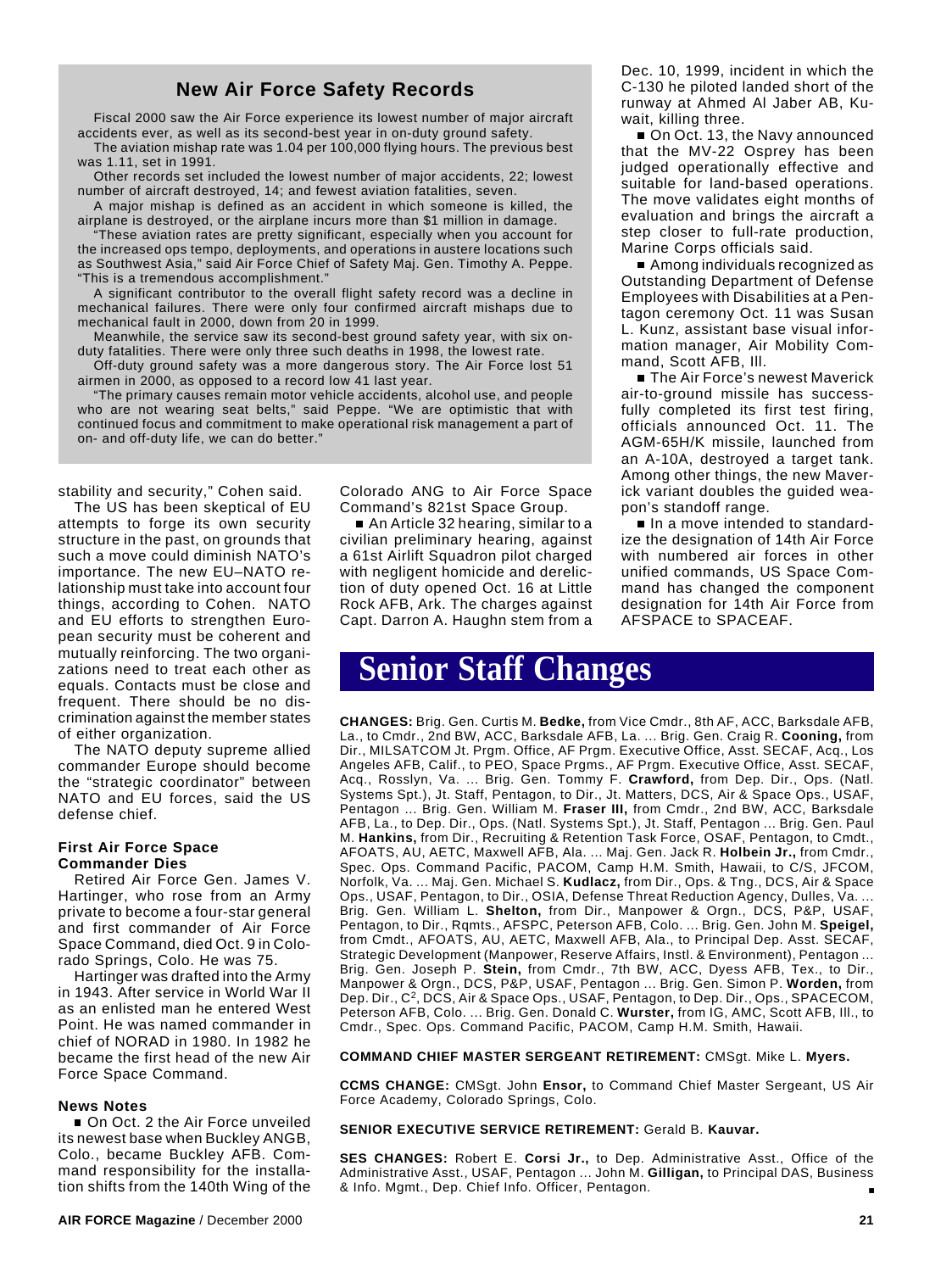## New Air Force Safety Records

Fiscal 2000 saw the Air Force experience its lowest number of major aircraft accidents ever, as well as its second-best year in on-duty ground safety.

The aviation mishap rate was 1.04 per 100,000 flying hours. The previous best was 1.11, set in 1991.

Other records set included the lowest number of major accidents, 22; lowest number of aircraft destroyed, 14; and fewest aviation fatalities, seven.

A major mishap is defined as an accident in which someone is killed, the airplane is destroyed, or the airplane incurs more than $1 million in damage.

"These aviation rates are pretty significant, especially when you account for the increased ops tempo, deployments, and operations in austere locations such as Southwest Asia," said Air Force Chief of Safety Maj. Gen. Timothy A. Peppe. "This is a tremendous accomplishment."

A significant contributor to the overall flight safety record was a decline in mechanical failures. There were only four confirmed aircraft mishaps due to mechanical fault in 2000, down from 20 in 1999.

Meanwhile, the service saw its second-best ground safety year, with six on-duty fatalities. There were only three such deaths in 1998, the lowest rate.

Off-duty ground safety was a more dangerous story. The Air Force lost 51 airmen in 2000, as opposed to a record low 41 last year.

"The primary causes remain motor vehicle accidents, alcohol use, and people who are not wearing seat belts," said Peppe. "We are optimistic that with continued focus and commitment to make operational risk management a part of on- and off-duty life, we can do better."

stability and security," Cohen said.

The US has been skeptical of EU attempts to forge its own security structure in the past, on grounds that such a move could diminish NATO's importance. The new EU–NATO relationship must take into account four things, according to Cohen. NATO and EU efforts to strengthen European security must be coherent and mutually reinforcing. The two organizations need to treat each other as equals. Contacts must be close and frequent. There should be no discrimination against the member states of either organization.

The NATO deputy supreme allied commander Europe should become the "strategic coordinator" between NATO and EU forces, said the US defense chief.

### First Air Force Space Commander Dies

Retired Air Force Gen. James V. Hartinger, who rose from an Army private to become a four-star general and first commander of Air Force Space Command, died Oct. 9 in Colorado Springs, Colo. He was 75.

Hartinger was drafted into the Army in 1943. After service in World War II as an enlisted man he entered West Point. He was named commander in chief of NORAD in 1980. In 1982 he became the first head of the new Air Force Space Command.

### News Notes

■ On Oct. 2 the Air Force unveiled its newest base when Buckley ANGB, Colo., became Buckley AFB. Command responsibility for the installation shifts from the 140th Wing of the Colorado ANG to Air Force Space Command's 821st Space Group.

■ An Article 32 hearing, similar to a civilian preliminary hearing, against a 61st Airlift Squadron pilot charged with negligent homicide and dereliction of duty opened Oct. 16 at Little Rock AFB, Ark. The charges against Capt. Darron A. Haughn stem from a Dec. 10, 1999, incident in which the C-130 he piloted landed short of the runway at Ahmed Al Jaber AB, Kuwait, killing three.

■ On Oct. 13, the Navy announced that the MV-22 Osprey has been judged operationally effective and suitable for land-based operations. The move validates eight months of evaluation and brings the aircraft a step closer to full-rate production, Marine Corps officials said.

■ Among individuals recognized as Outstanding Department of Defense Employees with Disabilities at a Pentagon ceremony Oct. 11 was Susan L. Kunz, assistant base visual information manager, Air Mobility Command, Scott AFB, Ill.

■ The Air Force's newest Maverick air-to-ground missile has successfully completed its first test firing, officials announced Oct. 11. The AGM-65H/K missile, launched from an A-10A, destroyed a target tank. Among other things, the new Maverick variant doubles the guided weapon's standoff range.

■ In a move intended to standardize the designation of 14th Air Force with numbered air forces in other unified commands, US Space Command has changed the component designation for 14th Air Force from AFSPACE to SPACEAF.

## Senior Staff Changes

**CHANGES:** Brig. Gen. Curtis M. **Bedke,** from Vice Cmdr., 8th AF, ACC, Barksdale AFB, La., to Cmdr., 2nd BW, ACC, Barksdale AFB, La. ... Brig. Gen. Craig R. **Cooning,** from Dir., MILSATCOM Jt. Prgm. Office, AF Prgm. Executive Office, Asst. SECAF, Acq., Los Angeles AFB, Calif., to PEO, Space Prgms., AF Prgm. Executive Office, Asst. SECAF, Acq., Rosslyn, Va. ... Brig. Gen. Tommy F. **Crawford,** from Dep. Dir., Ops. (Natl. Systems Spt.), Jt. Staff, Pentagon, to Dir., Jt. Matters, DCS, Air & Space Ops., USAF, Pentagon ... Brig. Gen. William M. **Fraser III,** from Cmdr., 2nd BW, ACC, Barksdale AFB, La., to Dep. Dir., Ops. (Natl. Systems Spt.), Jt. Staff, Pentagon ... Brig. Gen. Paul M. **Hankins,** from Dir., Recruiting & Retention Task Force, OSAF, Pentagon, to Cmdt., AFOATS, AU, AETC, Maxwell AFB, Ala. ... Maj. Gen. Jack R. **Holbein Jr.,** from Cmdr., Spec. Ops. Command Pacific, PACOM, Camp H.M. Smith, Hawaii, to C/S, JFCOM, Norfolk, Va. ... Maj. Gen. Michael S. **Kudlacz,** from Dir., Ops. & Tng., DCS, Air & Space Ops., USAF, Pentagon, to Dir., OSIA, Defense Threat Reduction Agency, Dulles, Va. ... Brig. Gen. William L. **Shelton,** from Dir., Manpower & Orgn., DCS, P&P, USAF, Pentagon, to Dir., Rqmts., AFSPC, Peterson AFB, Colo. ... Brig. Gen. John M. **Speigel,** from Cmdt., AFOATS, AU, AETC, Maxwell AFB, Ala., to Principal Dep. Asst. SECAF, Strategic Development (Manpower, Reserve Affairs, Instl. & Environment), Pentagon ... Brig. Gen. Joseph P. **Stein,** from Cmdr., 7th BW, ACC, Dyess AFB, Tex., to Dir., Manpower & Orgn., DCS, P&P, USAF, Pentagon ... Brig. Gen. Simon P. **Worden,** from Dep. Dir., $C^2$, DCS, Air & Space Ops., USAF, Pentagon, to Dep. Dir., Ops., SPACECOM, Peterson AFB, Colo. ... Brig. Gen. Donald C. **Wurster,** from IG, AMC, Scott AFB, Ill., to Cmdr., Spec. Ops. Command Pacific, PACOM, Camp H.M. Smith, Hawaii.

**COMMAND CHIEF MASTER SERGEANT RETIREMENT:** CMSgt. Mike L. **Myers.**

**CCMS CHANGE:** CMSgt. John **Ensor,** to Command Chief Master Sergeant, US Air Force Academy, Colorado Springs, Colo.

**SENIOR EXECUTIVE SERVICE RETIREMENT:** Gerald B. **Kauvar.**

**SES CHANGES:** Robert E. **Corsi Jr.,** to Dep. Administrative Asst., Office of the Administrative Asst., USAF, Pentagon ... John M. **Gilligan,** to Principal DAS, Business & Info. Mgmt., Dep. Chief Info. Officer, Pentagon. ■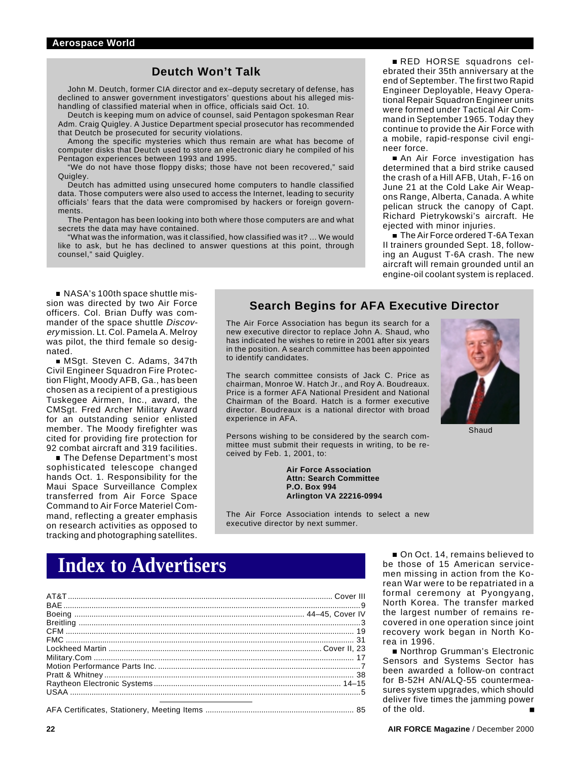## Deutch Won't Talk

John M. Deutch, former CIA director and ex–deputy secretary of defense, has declined to answer government investigators' questions about his alleged mishandling of classified material when in office, officials said Oct. 10.

Deutch is keeping mum on advice of counsel, said Pentagon spokesman Rear Adm. Craig Quigley. A Justice Department special prosecutor has recommended that Deutch be prosecuted for security violations.

Among the specific mysteries which thus remain are what has become of computer disks that Deutch used to store an electronic diary he compiled of his Pentagon experiences between 1993 and 1995.

"We do not have those floppy disks; those have not been recovered," said Quigley.

Deutch has admitted using unsecured home computers to handle classified data. Those computers were also used to access the Internet, leading to security officials' fears that the data were compromised by hackers or foreign governments.

The Pentagon has been looking into both where those computers are and what secrets the data may have contained.

"What was the information, was it classified, how classified was it? ... We would like to ask, but he has declined to answer questions at this point, through counsel," said Quigley.

■ RED HORSE squadrons celebrated their 35th anniversary at the end of September. The first two Rapid Engineer Deployable, Heavy Operational Repair Squadron Engineer units were formed under Tactical Air Command in September 1965. Today they continue to provide the Air Force with a mobile, rapid-response civil engineer force.

■ An Air Force investigation has determined that a bird strike caused the crash of a Hill AFB, Utah, F-16 on June 21 at the Cold Lake Air Weapons Range, Alberta, Canada. A white pelican struck the canopy of Capt. Richard Pietrykowski's aircraft. He ejected with minor injuries.

■ The Air Force ordered T-6A Texan II trainers grounded Sept. 18, following an August T-6A crash. The new aircraft will remain grounded until an engine-oil coolant system is replaced.

■ NASA's 100th space shuttle mission was directed by two Air Force officers. Col. Brian Duffy was commander of the space shuttle *Discovery* mission. Lt. Col. Pamela A. Melroy was pilot, the third female so designated.

■ MSgt. Steven C. Adams, 347th Civil Engineer Squadron Fire Protection Flight, Moody AFB, Ga., has been chosen as a recipient of a prestigious Tuskegee Airmen, Inc., award, the CMSgt. Fred Archer Military Award for an outstanding senior enlisted member. The Moody firefighter was cited for providing fire protection for 92 combat aircraft and 319 facilities.

■ The Defense Department's most sophisticated telescope changed hands Oct. 1. Responsibility for the Maui Space Surveillance Complex transferred from Air Force Space Command to Air Force Materiel Command, reflecting a greater emphasis on research activities as opposed to tracking and photographing satellites.

## Search Begins for AFA Executive Director

The Air Force Association has begun its search for a new executive director to replace John A. Shaud, who has indicated he wishes to retire in 2001 after six years in the position. A search committee has been appointed to identify candidates.

The search committee consists of Jack C. Price as chairman, Monroe W. Hatch Jr., and Roy A. Boudreaux. Price is a former AFA National President and National Chairman of the Board. Hatch is a former executive director. Boudreaux is a national director with broad experience in AFA.

Shaud

Persons wishing to be considered by the search committee must submit their requests in writing, to be received by Feb. 1, 2001, to:

**Air Force Association**
**Attn: Search Committee**
**P.O. Box 994**
**Arlington VA 22216-0994**

The Air Force Association intends to select a new executive director by next summer.

# Index to Advertisers

| | |
|---|---|
| AT&T | Cover III |
| BAE | 9 |
| Boeing | 44–45, Cover IV |
| Breitling | 3 |
| CFM | 19 |
| FMC | 31 |
| Lockheed Martin | Cover II, 23 |
| Military.Com | 17 |
| Motion Performance Parts Inc. | 7 |
| Pratt & Whitney | 38 |
| Raytheon Electronic Systems | 14–15 |
| USAA | 5 |
| AFA Certificates, Stationery, Meeting Items | 85 |

■ On Oct. 14, remains believed to be those of 15 American servicemen missing in action from the Korean War were to be repatriated in a formal ceremony at Pyongyang, North Korea. The transfer marked the largest number of remains recovered in one operation since joint recovery work began in North Korea in 1996.

■ Northrop Grumman's Electronic Sensors and Systems Sector has been awarded a follow-on contract for B-52H AN/ALQ-55 countermeasures system upgrades, which should deliver five times the jamming power of the old. ■